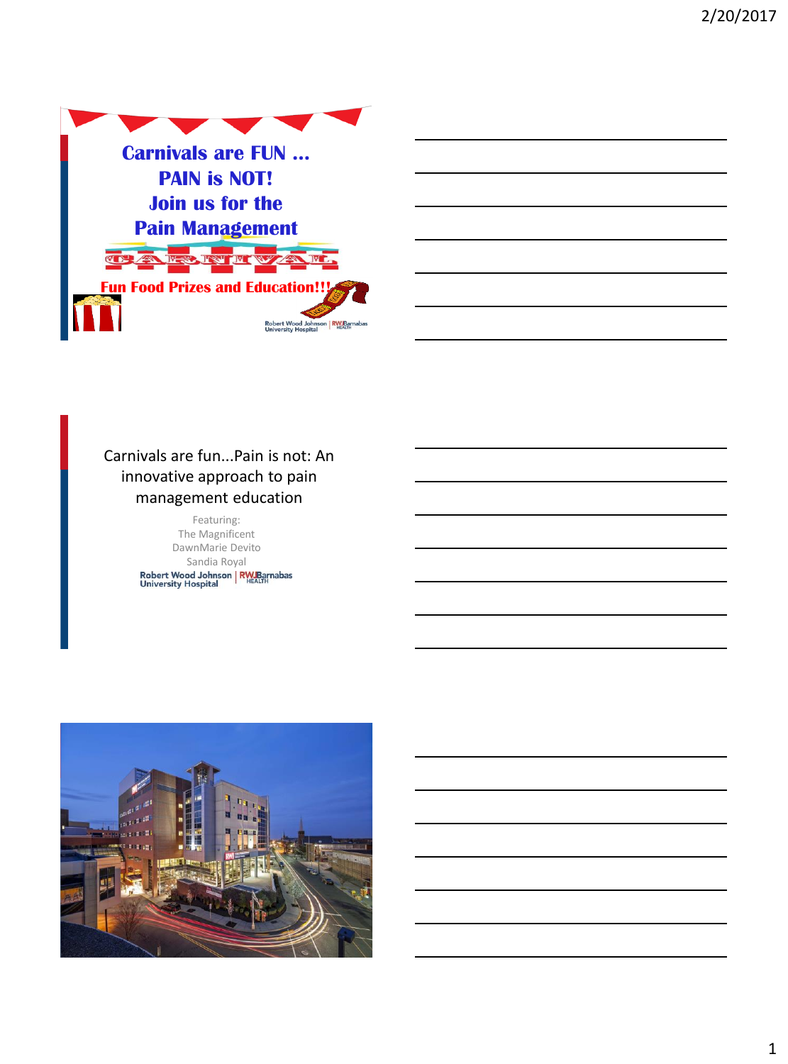Carnivals are FUN …
PAIN is NOT!
Join us for the
Pain Management
CARNIVAL

Fun Food Prizes and Education!!!

Robert Wood Johnson University Hospital | RWJBarnabas HEALTH

---

Carnivals are fun...Pain is not: An innovative approach to pain management education

Featuring:
The Magnificent
DawnMarie Devito
Sandia Royal

Robert Wood Johnson University Hospital | RWJBarnabas HEALTH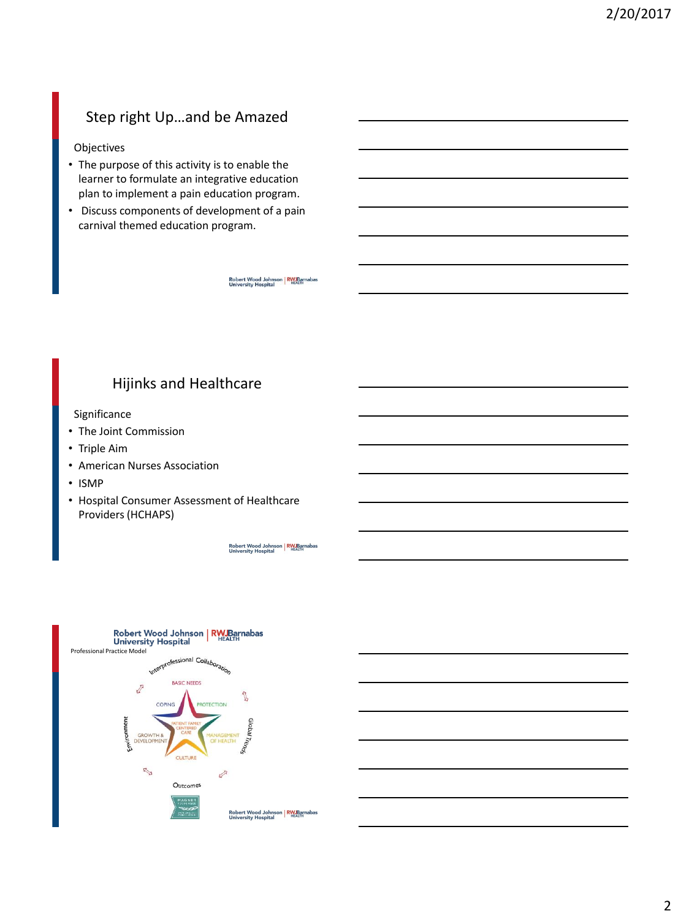## Step right Up…and be Amazed

Objectives

- The purpose of this activity is to enable the learner to formulate an integrative education plan to implement a pain education program.
- Discuss components of development of a pain carnival themed education program.

Robert Wood Johnson University Hospital | RWJBarnabas HEALTH

## Hijinks and Healthcare

Significance

- The Joint Commission
- Triple Aim
- American Nurses Association
- ISMP
- Hospital Consumer Assessment of Healthcare Providers (HCHAPS)

Robert Wood Johnson University Hospital | RWJBarnabas HEALTH

Robert Wood Johnson University Hospital | RWJBarnabas HEALTH

Professional Practice Model

Interprofessional Collaboration

BASIC NEEDS

COPING

PROTECTION

PATIENT FAMILY CENTERED CARE

GROWTH & DEVELOPMENT

MANAGEMENT OF HEALTH

CULTURE

Environment

Global Trends

Outcomes

Robert Wood Johnson University Hospital | RWJBarnabas HEALTH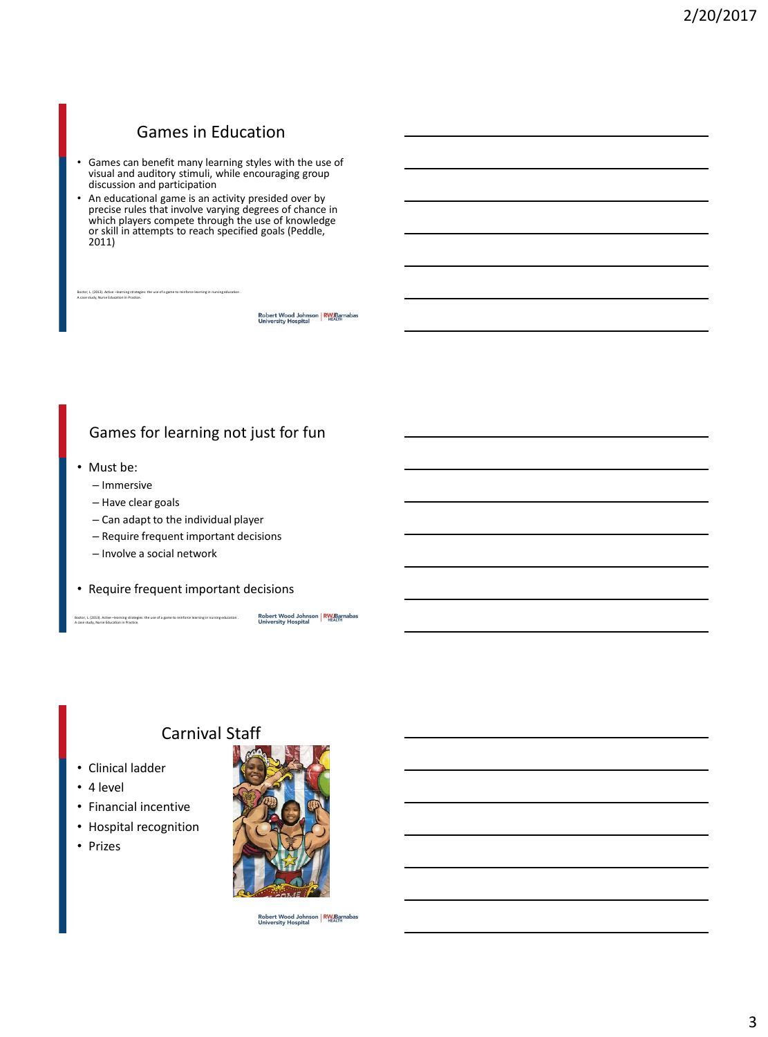## Games in Education

- Games can benefit many learning styles with the use of visual and auditory stimuli, while encouraging group discussion and participation
- An educational game is an activity presided over by precise rules that involve varying degrees of chance in which players compete through the use of knowledge or skill in attempts to reach specified goals (Peddle, 2011)

Boctor, L. (2013). Active –learning strategies: the use of a game to reinforce learning in nursing education . A case study, Nurse Education in Practice.

Robert Wood Johnson University Hospital | RWJBarnabas HEALTH

## Games for learning not just for fun

- Must be:
  - Immersive
  - Have clear goals
  - Can adapt to the individual player
  - Require frequent important decisions
  - Involve a social network
- Require frequent important decisions

Boctor, L. (2013). Active –learning strategies: the use of a game to reinforce learning in nursing education . A case study, Nurse Education in Practice.

Robert Wood Johnson University Hospital | RWJBarnabas HEALTH

## Carnival Staff

- Clinical ladder
- 4 level
- Financial incentive
- Hospital recognition
- Prizes

Robert Wood Johnson University Hospital | RWJBarnabas HEALTH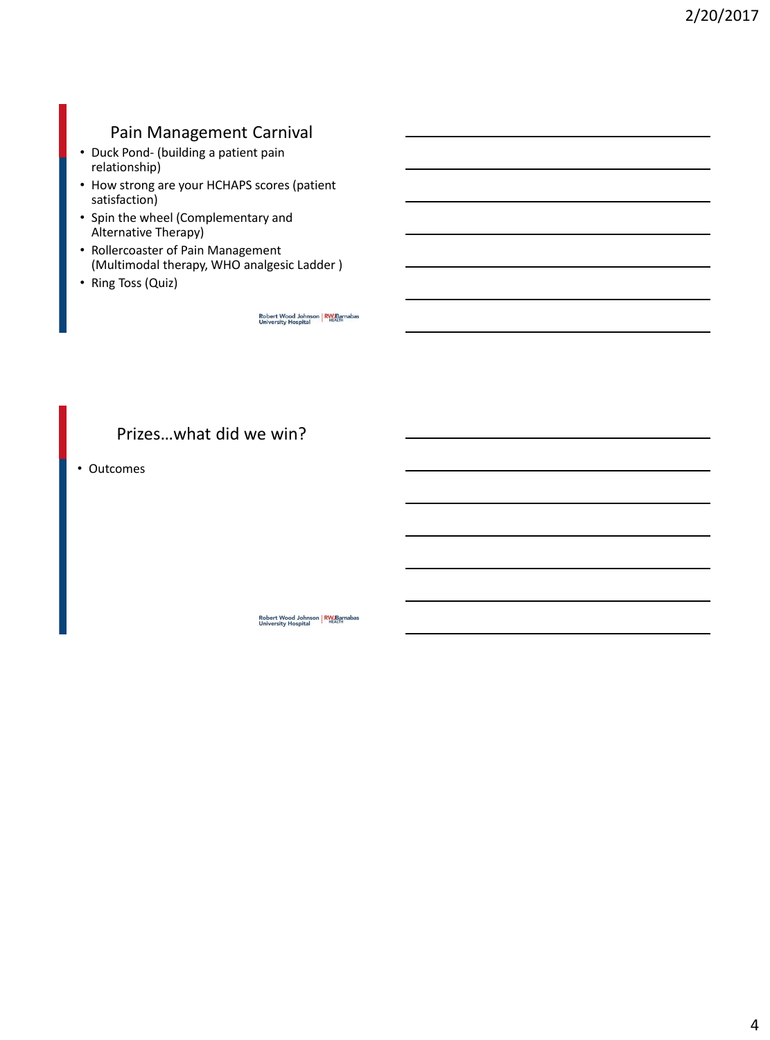## Pain Management Carnival

- Duck Pond- (building a patient pain relationship)
- How strong are your HCHAPS scores (patient satisfaction)
- Spin the wheel (Complementary and Alternative Therapy)
- Rollercoaster of Pain Management (Multimodal therapy, WHO analgesic Ladder )
- Ring Toss (Quiz)

## Prizes…what did we win?

- Outcomes